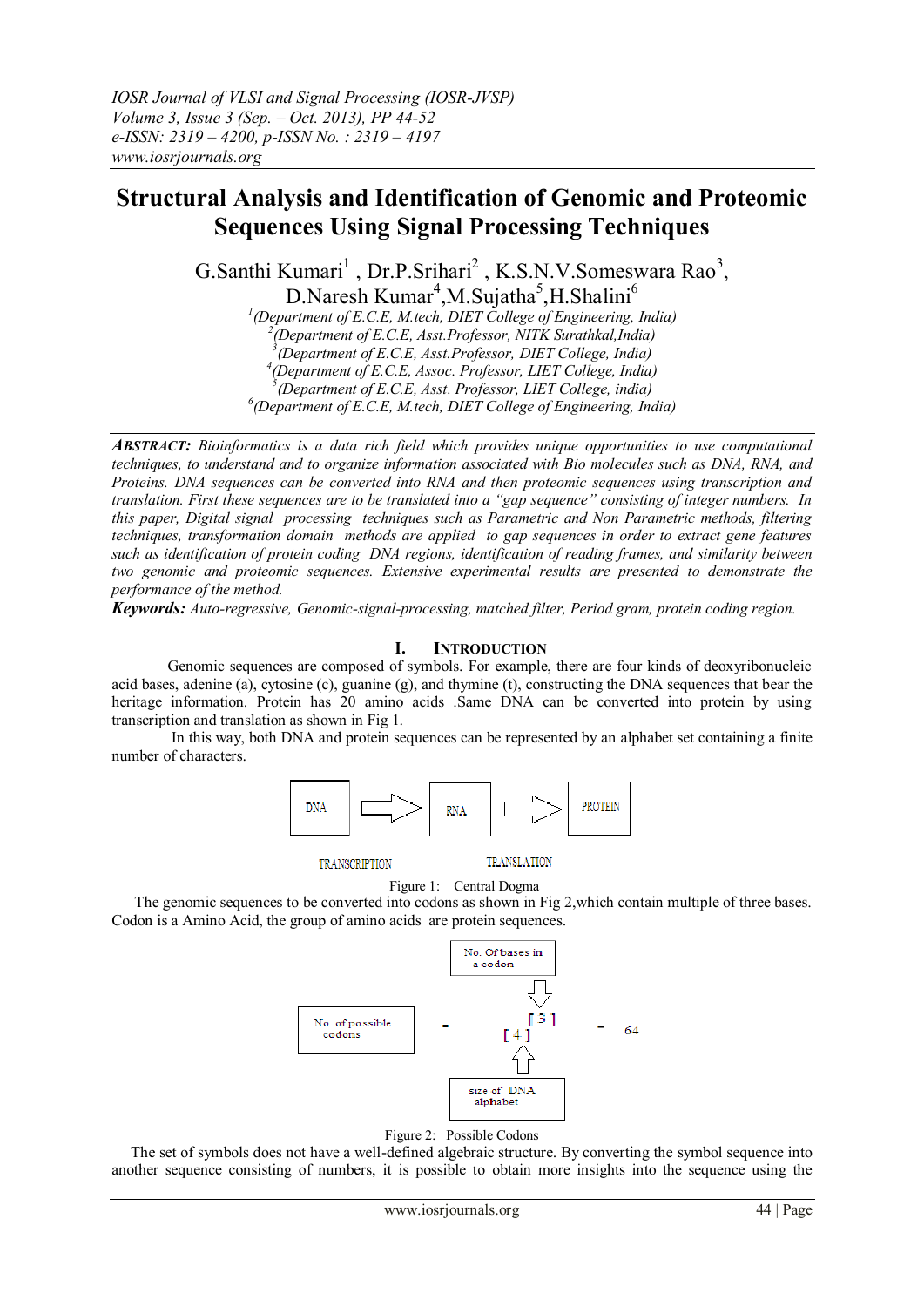# Structural Analysis and Identification of Genomic and Proteomic Sequences Using Signal Processing Techniques

G.Santhi Kumari[1] , Dr.P.Srihari[2] , K.S.N.V.Someswara Rao[3], D.Naresh Kumar[4],M.Sujatha[5],H.Shalini[6]

[1](Department of E.C.E, M.tech, DIET College of Engineering, India)
[2](Department of E.C.E, Asst.Professor, NITK Surathkal,India)
[3](Department of E.C.E, Asst.Professor, DIET College, India)
[4](Department of E.C.E, Assoc. Professor, LIET College, India)
[5](Department of E.C.E, Asst. Professor, LIET College, india)
[6](Department of E.C.E, M.tech, DIET College of Engineering, India)

***ABSTRACT:*** *Bioinformatics is a data rich field which provides unique opportunities to use computational techniques, to understand and to organize information associated with Bio molecules such as DNA, RNA, and Proteins. DNA sequences can be converted into RNA and then proteomic sequences using transcription and translation. First these sequences are to be translated into a "gap sequence" consisting of integer numbers. In this paper, Digital signal processing techniques such as Parametric and Non Parametric methods, filtering techniques, transformation domain methods are applied to gap sequences in order to extract gene features such as identification of protein coding DNA regions, identification of reading frames, and similarity between two genomic and proteomic sequences. Extensive experimental results are presented to demonstrate the performance of the method.*

***Keywords:*** *Auto-regressive, Genomic-signal-processing, matched filter, Period gram, protein coding region.*

## I. INTRODUCTION

Genomic sequences are composed of symbols. For example, there are four kinds of deoxyribonucleic acid bases, adenine (a), cytosine (c), guanine (g), and thymine (t), constructing the DNA sequences that bear the heritage information. Protein has 20 amino acids .Same DNA can be converted into protein by using transcription and translation as shown in Fig 1.

In this way, both DNA and protein sequences can be represented by an alphabet set containing a finite number of characters.

DNA → RNA → PROTEIN

TRANSCRIPTION TRANSLATION

Figure 1: Central Dogma

The genomic sequences to be converted into codons as shown in Fig 2,which contain multiple of three bases. Codon is a Amino Acid, the group of amino acids are protein sequences.

No. of possible codons = $[4]^{[3]}$ = 64

(No. Of bases in a codon: [3]; size of DNA alphabet: [4])

Figure 2: Possible Codons

The set of symbols does not have a well-defined algebraic structure. By converting the symbol sequence into another sequence consisting of numbers, it is possible to obtain more insights into the sequence using the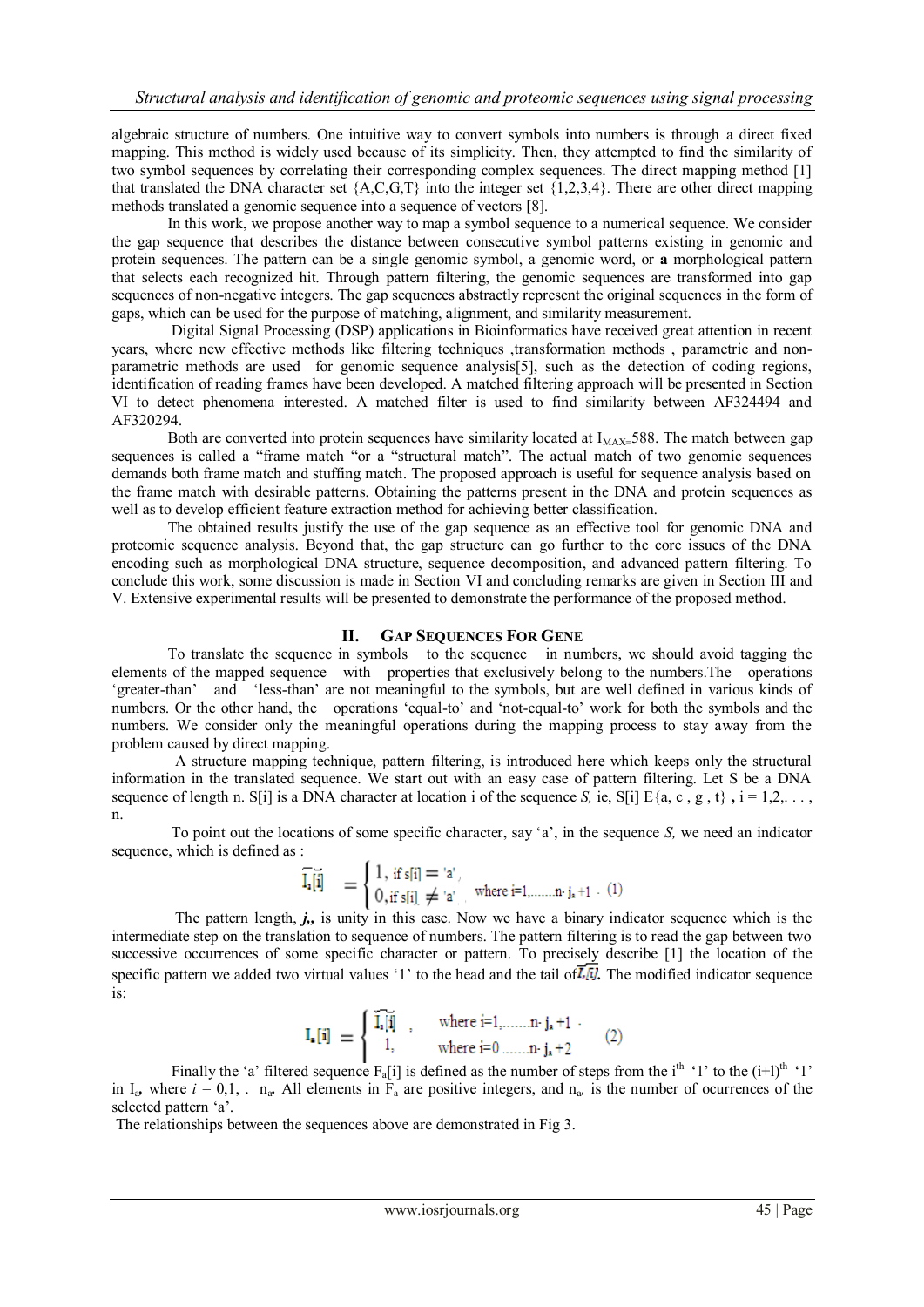algebraic structure of numbers. One intuitive way to convert symbols into numbers is through a direct fixed mapping. This method is widely used because of its simplicity. Then, they attempted to find the similarity of two symbol sequences by correlating their corresponding complex sequences. The direct mapping method [1] that translated the DNA character set {A,C,G,T} into the integer set {1,2,3,4}. There are other direct mapping methods translated a genomic sequence into a sequence of vectors [8].

In this work, we propose another way to map a symbol sequence to a numerical sequence. We consider the gap sequence that describes the distance between consecutive symbol patterns existing in genomic and protein sequences. The pattern can be a single genomic symbol, a genomic word, or **a** morphological pattern that selects each recognized hit. Through pattern filtering, the genomic sequences are transformed into gap sequences of non-negative integers. The gap sequences abstractly represent the original sequences in the form of gaps, which can be used for the purpose of matching, alignment, and similarity measurement.

Digital Signal Processing (DSP) applications in Bioinformatics have received great attention in recent years, where new effective methods like filtering techniques ,transformation methods , parametric and non-parametric methods are used for genomic sequence analysis[5], such as the detection of coding regions, identification of reading frames have been developed. A matched filtering approach will be presented in Section VI to detect phenomena interested. A matched filter is used to find similarity between AF324494 and AF320294.

Both are converted into protein sequences have similarity located at $I_{MAX=}588$. The match between gap sequences is called a "frame match "or a "structural match". The actual match of two genomic sequences demands both frame match and stuffing match. The proposed approach is useful for sequence analysis based on the frame match with desirable patterns. Obtaining the patterns present in the DNA and protein sequences as well as to develop efficient feature extraction method for achieving better classification.

The obtained results justify the use of the gap sequence as an effective tool for genomic DNA and proteomic sequence analysis. Beyond that, the gap structure can go further to the core issues of the DNA encoding such as morphological DNA structure, sequence decomposition, and advanced pattern filtering. To conclude this work, some discussion is made in Section VI and concluding remarks are given in Section III and V. Extensive experimental results will be presented to demonstrate the performance of the proposed method.

## II. Gap Sequences For Gene

To translate the sequence in symbols to the sequence in numbers, we should avoid tagging the elements of the mapped sequence with properties that exclusively belong to the numbers.The operations 'greater-than' and 'less-than' are not meaningful to the symbols, but are well defined in various kinds of numbers. Or the other hand, the operations 'equal-to' and 'not-equal-to' work for both the symbols and the numbers. We consider only the meaningful operations during the mapping process to stay away from the problem caused by direct mapping.

A structure mapping technique, pattern filtering, is introduced here which keeps only the structural information in the translated sequence. We start out with an easy case of pattern filtering. Let S be a DNA sequence of length n. S[i] is a DNA character at location i of the sequence *S,* ie, S[i] E{a, c , g , t} **,** i = 1,2,. . . , n.

To point out the locations of some specific character, say 'a', in the sequence *S,* we need an indicator sequence, which is defined as :

$$\tilde{I}_a[i] = \begin{cases} 1, \text{ if } s[i] = \text{'a'} \\ 0, \text{if } s[i] \neq \text{'a'} \end{cases} \quad \text{where } i=1,\ldots\ldots n-j_a+1 \quad (1)$$

The pattern length, ***j,,*** is unity in this case. Now we have a binary indicator sequence which is the intermediate step on the translation to sequence of numbers. The pattern filtering is to read the gap between two successive occurrences of some specific character or pattern. To precisely describe [1] the location of the specific pattern we added two virtual values '1' to the head and the tail of $\tilde{I}_a[i]$. The modified indicator sequence is:

$$I_a[i] = \begin{cases} \tilde{I}_a[i] \;, & \text{where } i=1,\ldots\ldots n-j_a+1 \\ 1, & \text{where } i=0 \ldots\ldots n-j_a+2 \end{cases} \quad (2)$$

Finally the 'a' filtered sequence $F_a[i]$ is defined as the number of steps from the $i^{th}$ '1' to the $(i+l)^{th}$ '1' in $I_a$, where $i = 0,1, .\; n_a$. All elements in $F_a$ are positive integers, and $n_a$ is the number of ocurrences of the selected pattern 'a'.

The relationships between the sequences above are demonstrated in Fig 3.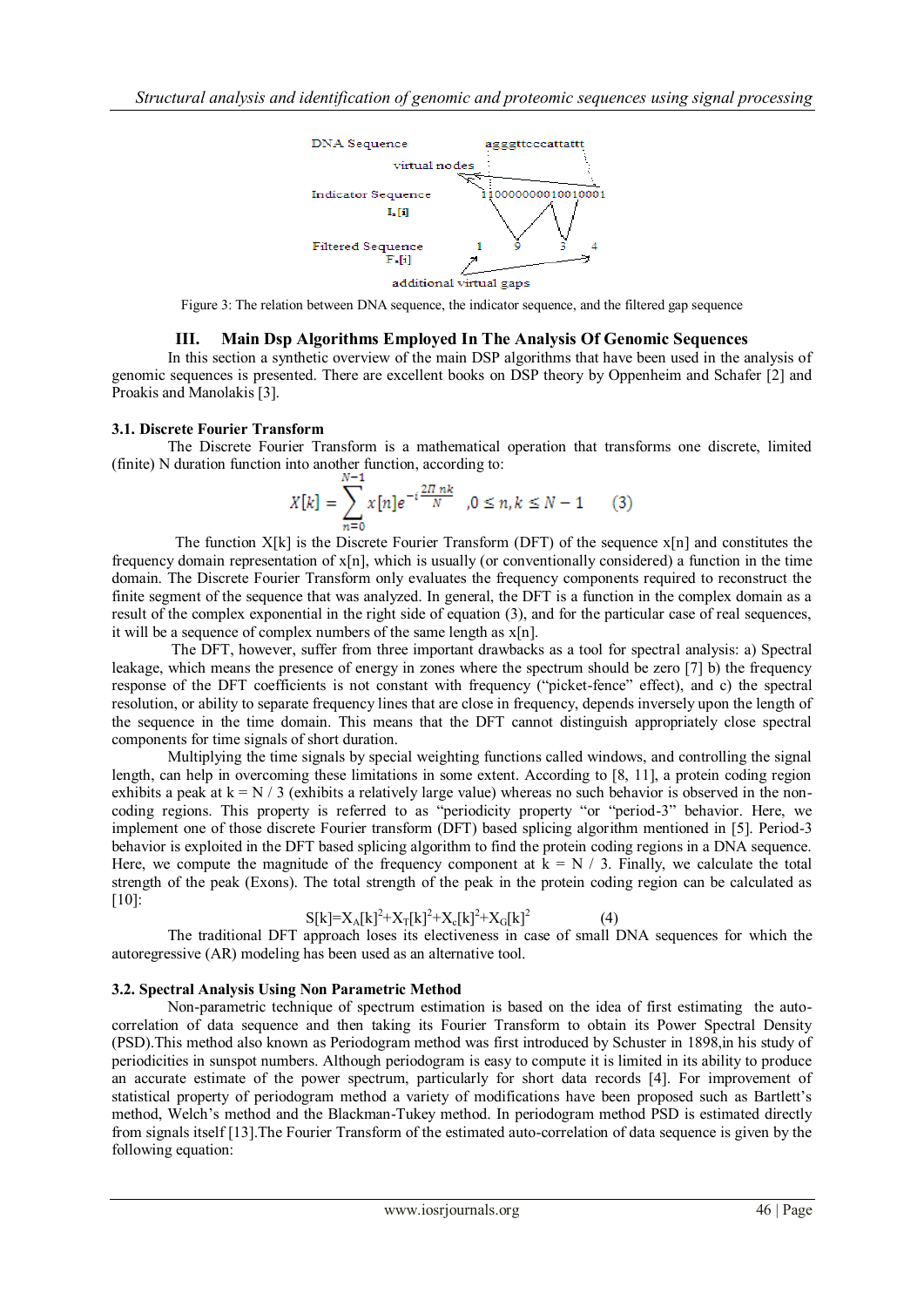DNA Sequence agggttcccattattt

virtual nodes

Indicator Sequence $I_a[i]$ 1100000000100100001

Filtered Sequence $F_a[i]$ 1 9 3 4

additional virtual gaps

Figure 3: The relation between DNA sequence, the indicator sequence, and the filtered gap sequence

## III. Main Dsp Algorithms Employed In The Analysis Of Genomic Sequences

In this section a synthetic overview of the main DSP algorithms that have been used in the analysis of genomic sequences is presented. There are excellent books on DSP theory by Oppenheim and Schafer [2] and Proakis and Manolakis [3].

### 3.1. Discrete Fourier Transform

The Discrete Fourier Transform is a mathematical operation that transforms one discrete, limited (finite) N duration function into another function, according to:

$$X[k] = \sum_{n=0}^{N-1} x[n]e^{-i\frac{2\Pi nk}{N}} \quad ,0 \le n,k \le N-1 \qquad (3)$$

The function X[k] is the Discrete Fourier Transform (DFT) of the sequence x[n] and constitutes the frequency domain representation of x[n], which is usually (or conventionally considered) a function in the time domain. The Discrete Fourier Transform only evaluates the frequency components required to reconstruct the finite segment of the sequence that was analyzed. In general, the DFT is a function in the complex domain as a result of the complex exponential in the right side of equation (3), and for the particular case of real sequences, it will be a sequence of complex numbers of the same length as x[n].

The DFT, however, suffer from three important drawbacks as a tool for spectral analysis: a) Spectral leakage, which means the presence of energy in zones where the spectrum should be zero [7] b) the frequency response of the DFT coefficients is not constant with frequency ("picket-fence" effect), and c) the spectral resolution, or ability to separate frequency lines that are close in frequency, depends inversely upon the length of the sequence in the time domain. This means that the DFT cannot distinguish appropriately close spectral components for time signals of short duration.

Multiplying the time signals by special weighting functions called windows, and controlling the signal length, can help in overcoming these limitations in some extent. According to [8, 11], a protein coding region exhibits a peak at k = N / 3 (exhibits a relatively large value) whereas no such behavior is observed in the non-coding regions. This property is referred to as "periodicity property "or "period-3" behavior. Here, we implement one of those discrete Fourier transform (DFT) based splicing algorithm mentioned in [5]. Period-3 behavior is exploited in the DFT based splicing algorithm to find the protein coding regions in a DNA sequence. Here, we compute the magnitude of the frequency component at k = N / 3. Finally, we calculate the total strength of the peak (Exons). The total strength of the peak in the protein coding region can be calculated as [10]:

$$S[k]=X_A[k]^2+X_T[k]^2+X_c[k]^2+X_G[k]^2 \qquad (4)$$

The traditional DFT approach loses its electiveness in case of small DNA sequences for which the autoregressive (AR) modeling has been used as an alternative tool.

### 3.2. Spectral Analysis Using Non Parametric Method

Non-parametric technique of spectrum estimation is based on the idea of first estimating the auto-correlation of data sequence and then taking its Fourier Transform to obtain its Power Spectral Density (PSD).This method also known as Periodogram method was first introduced by Schuster in 1898,in his study of periodicities in sunspot numbers. Although periodogram is easy to compute it is limited in its ability to produce an accurate estimate of the power spectrum, particularly for short data records [4]. For improvement of statistical property of periodogram method a variety of modifications have been proposed such as Bartlett's method, Welch's method and the Blackman-Tukey method. In periodogram method PSD is estimated directly from signals itself [13].The Fourier Transform of the estimated auto-correlation of data sequence is given by the following equation: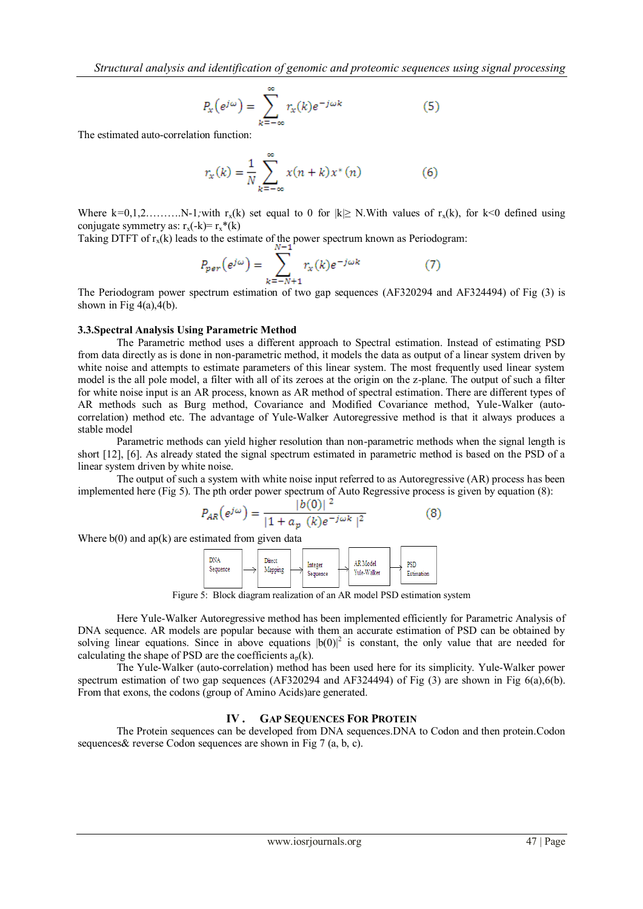$$P_x(e^{j\omega}) = \sum_{k=-\infty}^{\infty} r_x(k)e^{-j\omega k} \qquad (5)$$

The estimated auto-correlation function:

$$r_x(k) = \frac{1}{N}\sum_{k=-\infty}^{\infty} x(n+k)x^*(n) \qquad (6)$$

Where k=0,1,2……….N-1;with $r_x(k)$ set equal to 0 for $|k| \geq N$.With values of $r_x(k)$, for k<0 defined using conjugate symmetry as: $r_x(-k)= r_x^*(k)$

Taking DTFT of $r_x(k)$ leads to the estimate of the power spectrum known as Periodogram:

$$P_{per}(e^{j\omega}) = \sum_{k=-N+1}^{N-1} r_x(k)e^{-j\omega k} \qquad (7)$$

The Periodogram power spectrum estimation of two gap sequences (AF320294 and AF324494) of Fig (3) is shown in Fig 4(a),4(b).

### 3.3.Spectral Analysis Using Parametric Method

The Parametric method uses a different approach to Spectral estimation. Instead of estimating PSD from data directly as is done in non-parametric method, it models the data as output of a linear system driven by white noise and attempts to estimate parameters of this linear system. The most frequently used linear system model is the all pole model, a filter with all of its zeroes at the origin on the z-plane. The output of such a filter for white noise input is an AR process, known as AR method of spectral estimation. There are different types of AR methods such as Burg method, Covariance and Modified Covariance method, Yule-Walker (auto-correlation) method etc. The advantage of Yule-Walker Autoregressive method is that it always produces a stable model

Parametric methods can yield higher resolution than non-parametric methods when the signal length is short [12], [6]. As already stated the signal spectrum estimated in parametric method is based on the PSD of a linear system driven by white noise.

The output of such a system with white noise input referred to as Autoregressive (AR) process has been implemented here (Fig 5). The pth order power spectrum of Auto Regressive process is given by equation (8):

$$P_{AR}(e^{j\omega}) = \frac{|b(0)|^2}{|1 + a_p\ (k)e^{-j\omega k}\ |^2} \qquad (8)$$

Where b(0) and ap(k) are estimated from given data

DNA Sequence → Direct Mapping → Integer Sequence → AR Model Yule-Walker → PSD Estimation

Figure 5: Block diagram realization of an AR model PSD estimation system

Here Yule-Walker Autoregressive method has been implemented efficiently for Parametric Analysis of DNA sequence. AR models are popular because with them an accurate estimation of PSD can be obtained by solving linear equations. Since in above equations $|b(0)|^2$ is constant, the only value that are needed for calculating the shape of PSD are the coefficients $a_p(k)$.

The Yule-Walker (auto-correlation) method has been used here for its simplicity. Yule-Walker power spectrum estimation of two gap sequences (AF320294 and AF324494) of Fig (3) are shown in Fig 6(a),6(b). From that exons, the codons (group of Amino Acids)are generated.

## IV . Gap Sequences For Protein

The Protein sequences can be developed from DNA sequences.DNA to Codon and then protein.Codon sequences& reverse Codon sequences are shown in Fig 7 (a, b, c).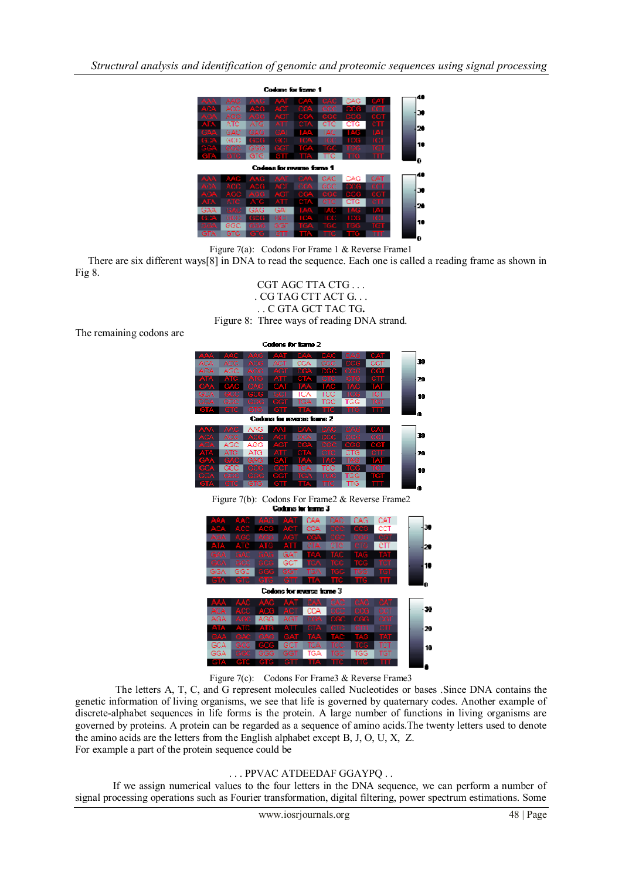Figure 7(a): Codons For Frame 1 & Reverse Frame1

There are six different ways[8] in DNA to read the sequence. Each one is called a reading frame as shown in Fig 8.

CGT AGC TTA CTG . . .
. CG TAG CTT ACT G. . .
. . C GTA GCT TAC TG.

Figure 8: Three ways of reading DNA strand.

The remaining codons are

Figure 7(b): Codons For Frame2 & Reverse Frame2

Figure 7(c): Codons For Frame3 & Reverse Frame3

The letters A, T, C, and G represent molecules called Nucleotides or bases .Since DNA contains the genetic information of living organisms, we see that life is governed by quaternary codes. Another example of discrete-alphabet sequences in life forms is the protein. A large number of functions in living organisms are governed by proteins. A protein can be regarded as a sequence of amino acids.The twenty letters used to denote the amino acids are the letters from the English alphabet except B, J, O, U, X, Z.
For example a part of the protein sequence could be

. . . PPVAC ATDEEDAF GGAYPQ . .

If we assign numerical values to the four letters in the DNA sequence, we can perform a number of signal processing operations such as Fourier transformation, digital filtering, power spectrum estimations. Some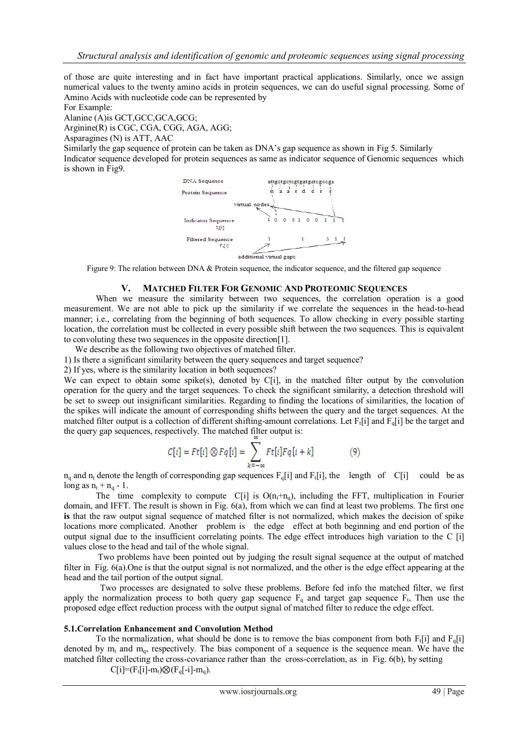of those are quite interesting and in fact have important practical applications. Similarly, once we assign numerical values to the twenty amino acids in protein sequences, we can do useful signal processing. Some of Amino Acids with nucleotide code can be represented by

For Example:

Alanine (A)is GCT,GCC,GCA,GCG;

Arginine(R) is CGC, CGA, CGG, AGA, AGG;

Asparagines (N) is ATT, AAC

Similarly the gap sequence of protein can be taken as DNA's gap sequence as shown in Fig 5. Similarly Indicator sequence developed for protein sequences as same as indicator sequence of Genomic sequences which is shown in Fig9.

DNA Sequence attgctgctcgtgatgatcgccga

Protein Sequence n a a r d d r r

virtual nodes

Indicator Sequence $I_t[i]$ 1 0 0 0 1 0 0 1 1 1

Filtered Sequence $F_t[i]$ 1 1 3 1 1

additional virtual gaps

Figure 9: The relation between DNA & Protein sequence, the indicator sequence, and the filtered gap sequence

## V. Matched Filter For Genomic And Proteomic Sequences

When we measure the similarity between two sequences, the correlation operation is a good measurement. We are not able to pick up the similarity if we correlate the sequences in the head-to-head manner; i.e., correlating from the beginning of both sequences. To allow checking in every possible starting location, the correlation must be collected in every possible shift between the two sequences. This is equivalent to convoluting these two sequences in the opposite direction[1].

We describe as the following two objectives of matched filter.

1) Is there a significant similarity between the query sequences and target sequence?

2) If yes, where is the similarity location in both sequences?

We can expect to obtain some spike(s), denoted by C[i], in the matched filter output by the convolution operation for the query and the target sequences. To check the significant similarity, a detection threshold will be set to sweep out insignificant similarities. Regarding to finding the locations of similarities, the location of the spikes will indicate the amount of corresponding shifts between the query and the target sequences. At the matched filter output is a collection of different shifting-amount correlations. Let $F_t[i]$ and $F_q[i]$ be the target and the query gap sequences, respectively. The matched filter output is:

$$C[i] = Ft[i] \otimes Fq[i] = \sum_{k=-\infty}^{\infty} Ft[i]Fq[i+k] \qquad (9)$$

$n_q$ and $n_t$ denote the length of corresponding gap sequences $F_q[i]$ and $F_t[i]$, the length of C[i] could be as long as $n_t + n_q - 1$.

The time complexity to compute C[i] is $O(n_t+n_q)$, including the FFT, multiplication in Fourier domain, and IFFT. The result is shown in Fig. 6(a), from which we can find at least two problems. The first one **is** that the raw output signal sequence of matched filter is not normalized, which makes the decision of spike locations more complicated. Another problem is the edge effect at both beginning and end portion of the output signal due to the insufficient correlating points. The edge effect introduces high variation to the C [i] values close to the head and tail of the whole signal.

Two problems have been pointed out by judging the result signal sequence at the output of matched filter in Fig. 6(a).One is that the output signal is not normalized, and the other is the edge effect appearing at the head and the tail portion of the output signal.

Two processes are designated to solve these problems. Before fed info the matched filter, we first apply the normalization process to both query gap sequence $F_q$ and target gap sequence $F_t$, Then use the proposed edge effect reduction process with the output signal of matched filter to reduce the edge effect.

### 5.1.Correlation Enhancement and Convolution Method

To the normalization, what should be done is to remove the bias component frorn both $F_t[i]$ and $F_q[i]$ denoted by $m_t$ and $m_q$, respectively. The bias component of a sequence is the sequence mean. We have the matched filter collecting the cross-covariance rather than the cross-correlation, as in Fig. 6(b), by setting

$C[i]=(F_t[i]-m_t)\otimes(F_q[-i]-m_q)$.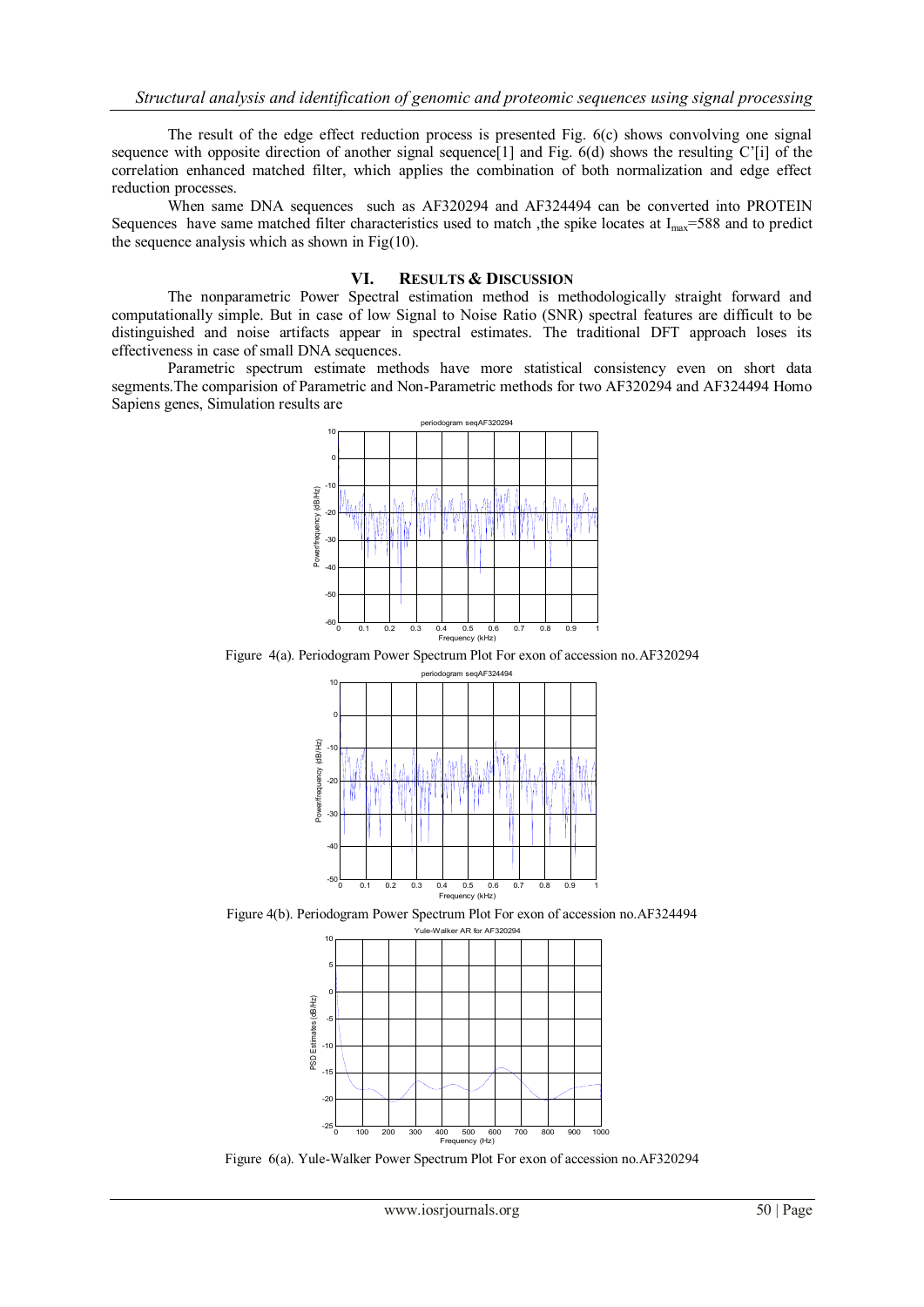The result of the edge effect reduction process is presented Fig. 6(c) shows convolving one signal sequence with opposite direction of another signal sequence[1] and Fig. 6(d) shows the resulting C'[i] of the correlation enhanced matched filter, which applies the combination of both normalization and edge effect reduction processes.

When same DNA sequences such as AF320294 and AF324494 can be converted into PROTEIN Sequences have same matched filter characteristics used to match ,the spike locates at $I_{max}$=588 and to predict the sequence analysis which as shown in Fig(10).

## VI. RESULTS & DISCUSSION

The nonparametric Power Spectral estimation method is methodologically straight forward and computationally simple. But in case of low Signal to Noise Ratio (SNR) spectral features are difficult to be distinguished and noise artifacts appear in spectral estimates. The traditional DFT approach loses its effectiveness in case of small DNA sequences.

Parametric spectrum estimate methods have more statistical consistency even on short data segments.The comparision of Parametric and Non-Parametric methods for two AF320294 and AF324494 Homo Sapiens genes, Simulation results are

Figure 4(a). Periodogram Power Spectrum Plot For exon of accession no.AF320294

Figure 4(b). Periodogram Power Spectrum Plot For exon of accession no.AF324494

Figure 6(a). Yule-Walker Power Spectrum Plot For exon of accession no.AF320294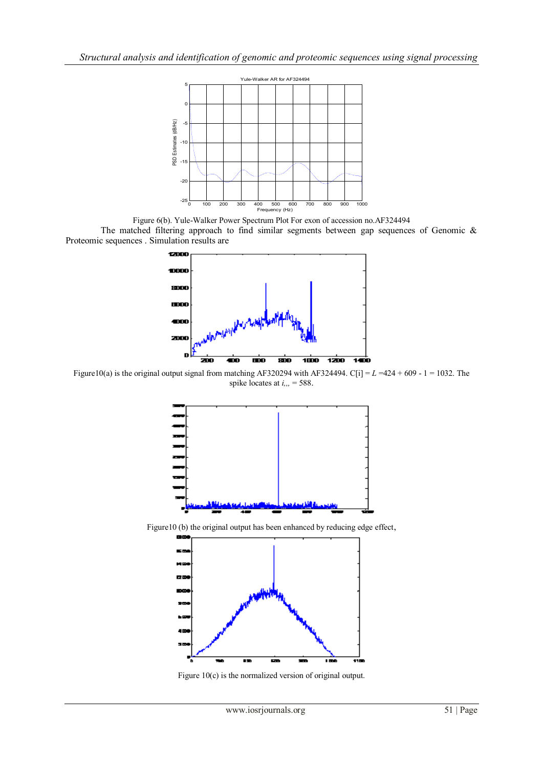Figure 6(b). Yule-Walker Power Spectrum Plot For exon of accession no.AF324494

The matched filtering approach to find similar segments between gap sequences of Genomic & Proteomic sequences . Simulation results are

Figure10(a) is the original output signal from matching AF320294 with AF324494. C[i] = $L$ =424 + 609 - 1 = 1032. The spike locates at $i_{,,}$ = 588.

Figure10 (b) the original output has been enhanced by reducing edge effect,

Figure 10(c) is the normalized version of original output.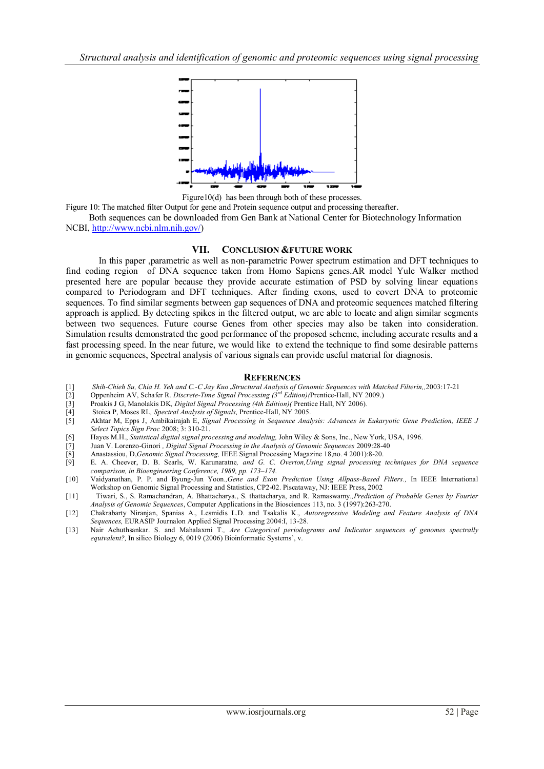Figure10(d) has been through both of these processes.

Figure 10: The matched filter Output for gene and Protein sequence output and processing thereafter.

Both sequences can be downloaded from Gen Bank at National Center for Biotechnology Information NCBI, http://www.ncbi.nlm.nih.gov/)

## VII. CONCLUSION &FUTURE WORK

In this paper ,parametric as well as non-parametric Power spectrum estimation and DFT techniques to find coding region of DNA sequence taken from Homo Sapiens genes.AR model Yule Walker method presented here are popular because they provide accurate estimation of PSD by solving linear equations compared to Periodogram and DFT techniques. After finding exons, used to covert DNA to proteomic sequences. To find similar segments between gap sequences of DNA and proteomic sequences matched filtering approach is applied. By detecting spikes in the filtered output, we are able to locate and align similar segments between two sequences. Future course Genes from other species may also be taken into consideration. Simulation results demonstrated the good performance of the proposed scheme, including accurate results and a fast processing speed. In the near future, we would like to extend the technique to find some desirable patterns in genomic sequences, Spectral analysis of various signals can provide useful material for diagnosis.

## REFERENCES

[1] *Shih-Chieh Su, Chia H. Yeh and C.-C Jay Kuo ,Structural Analysis of Genomic Sequences with Matched Filterin,*,2003:17-21

[2] Oppenheim AV, Schafer R. *Discrete-Time Signal Processing (3rd Edition)*(Prentice-Hall, NY 2009.)

[3] Proakis J G, Manolakis DK, *Digital Signal Processing (4th Edition)*( Prentice Hall, NY 2006).

[4] Stoica P, Moses RL, *Spectral Analysis of Signals,* Prentice-Hall, NY 2005.

[5] Akhtar M, Epps J, Ambikairajah E, *Signal Processing in Sequence Analysis: Advances in Eukaryotic Gene Prediction, IEEE J Select Topics Sign Proc* 2008; 3: 310-21.

[6] Hayes M.H., *Statistical digital signal processing and modeling,* John Wiley & Sons, Inc., New York, USA, 1996.

[7] Juan V. Lorenzo-Ginori *, Digital Signal Processing in the Analysis of Genomic Sequences* 2009:28-40

[8] Anastassiou, D,*Genomic Signal Processing,* IEEE Signal Processing Magazine 18,no. 4 2001):8-20.

[9] E. A. Cheever, D. B. Searls, W. Karunaratne*, and G. C. Overton,Using signal processing techniques for DNA sequence comparison, in Bioengineering Conference, 1989, pp. 173–174.*

[10] Vaidyanathan, P. P. and Byung-Jun Yoon*.,Gene and Exon Prediction Using Allpass-Based Filters.,* In IEEE International Workshop on Genomic Signal Processing and Statistics, CP2-02. Piscataway, NJ: IEEE Press, 2002

[11] Tiwari, S., S. Ramachandran, A. Bhattacharya., S. thattacharya, and R. Ramaswamy*.,Prediction of Probable Genes by Fourier Analysis of Genomic Sequences*, Computer Applications in the Biosciences 113, no. 3 (1997):263-270.

[12] Chakrabarty Niranjan, Spanias A., Lesmidis L.D. and Tsakalis K., *Autoregressive Modeling and Feature Analysis of DNA Sequences,* EURASIP Journalon Applied Signal Processing 2004:I, 13-28.

[13] Nair Achuthsankar. S. and Mahalaxmi T.*, Are Categorical periodograms and Indicator sequences of genomes spectrally equivalent?,* In silico Biology 6, 0019 (2006) Bioinformatic Systems', v.